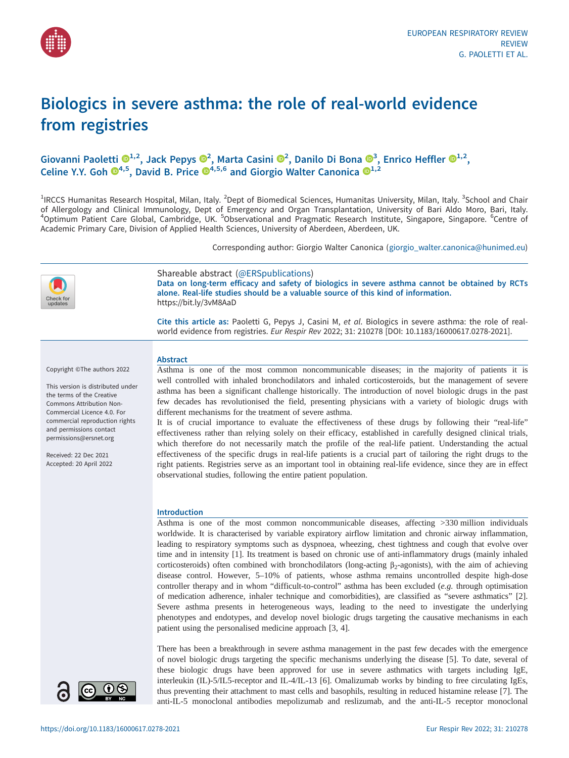# Biologics in severe asthma: the role of real-world evidence from registries

Giovanni Paoletti [1,2], Jack Pepys [2], Marta Casini [2], Danilo Di Bona [3], Enrico Heffler [1,2], Celine Y.Y. Goh [4,5], David B. Price [4,5,6] and Giorgio Walter Canonica [1,2]

[1]IRCCS Humanitas Research Hospital, Milan, Italy. [2]Dept of Biomedical Sciences, Humanitas University, Milan, Italy. [3]School and Chair of Allergology and Clinical Immunology, Dept of Emergency and Organ Transplantation, University of Bari Aldo Moro, Bari, Italy. [4]Optimum Patient Care Global, Cambridge, UK. [5]Observational and Pragmatic Research Institute, Singapore, Singapore. [6]Centre of Academic Primary Care, Division of Applied Health Sciences, University of Aberdeen, Aberdeen, UK.

Corresponding author: Giorgio Walter Canonica (giorgio_walter.canonica@hunimed.eu)

Shareable abstract (@ERSpublications)
**Data on long-term efficacy and safety of biologics in severe asthma cannot be obtained by RCTs alone. Real-life studies should be a valuable source of this kind of information.**
https://bit.ly/3vM8AaD

**Cite this article as:** Paoletti G, Pepys J, Casini M, *et al.* Biologics in severe asthma: the role of real-world evidence from registries. *Eur Respir Rev* 2022; 31: 210278 [DOI: 10.1183/16000617.0278-2021].

Copyright ©The authors 2022

This version is distributed under the terms of the Creative Commons Attribution Non-Commercial Licence 4.0. For commercial reproduction rights and permissions contact permissions@ersnet.org

Received: 22 Dec 2021
Accepted: 20 April 2022

## Abstract

Asthma is one of the most common noncommunicable diseases; in the majority of patients it is well controlled with inhaled bronchodilators and inhaled corticosteroids, but the management of severe asthma has been a significant challenge historically. The introduction of novel biologic drugs in the past few decades has revolutionised the field, presenting physicians with a variety of biologic drugs with different mechanisms for the treatment of severe asthma.

It is of crucial importance to evaluate the effectiveness of these drugs by following their "real-life" effectiveness rather than relying solely on their efficacy, established in carefully designed clinical trials, which therefore do not necessarily match the profile of the real-life patient. Understanding the actual effectiveness of the specific drugs in real-life patients is a crucial part of tailoring the right drugs to the right patients. Registries serve as an important tool in obtaining real-life evidence, since they are in effect observational studies, following the entire patient population.

## Introduction

Asthma is one of the most common noncommunicable diseases, affecting >330 million individuals worldwide. It is characterised by variable expiratory airflow limitation and chronic airway inflammation, leading to respiratory symptoms such as dyspnoea, wheezing, chest tightness and cough that evolve over time and in intensity [1]. Its treatment is based on chronic use of anti-inflammatory drugs (mainly inhaled corticosteroids) often combined with bronchodilators (long-acting $\beta_2$-agonists), with the aim of achieving disease control. However, 5–10% of patients, whose asthma remains uncontrolled despite high-dose controller therapy and in whom "difficult-to-control" asthma has been excluded (*e.g.* through optimisation of medication adherence, inhaler technique and comorbidities), are classified as "severe asthmatics" [2]. Severe asthma presents in heterogeneous ways, leading to the need to investigate the underlying phenotypes and endotypes, and develop novel biologic drugs targeting the causative mechanisms in each patient using the personalised medicine approach [3, 4].

There has been a breakthrough in severe asthma management in the past few decades with the emergence of novel biologic drugs targeting the specific mechanisms underlying the disease [5]. To date, several of these biologic drugs have been approved for use in severe asthmatics with targets including IgE, interleukin (IL)-5/IL5-receptor and IL-4/IL-13 [6]. Omalizumab works by binding to free circulating IgEs, thus preventing their attachment to mast cells and basophils, resulting in reduced histamine release [7]. The anti-IL-5 monoclonal antibodies mepolizumab and reslizumab, and the anti-IL-5 receptor monoclonal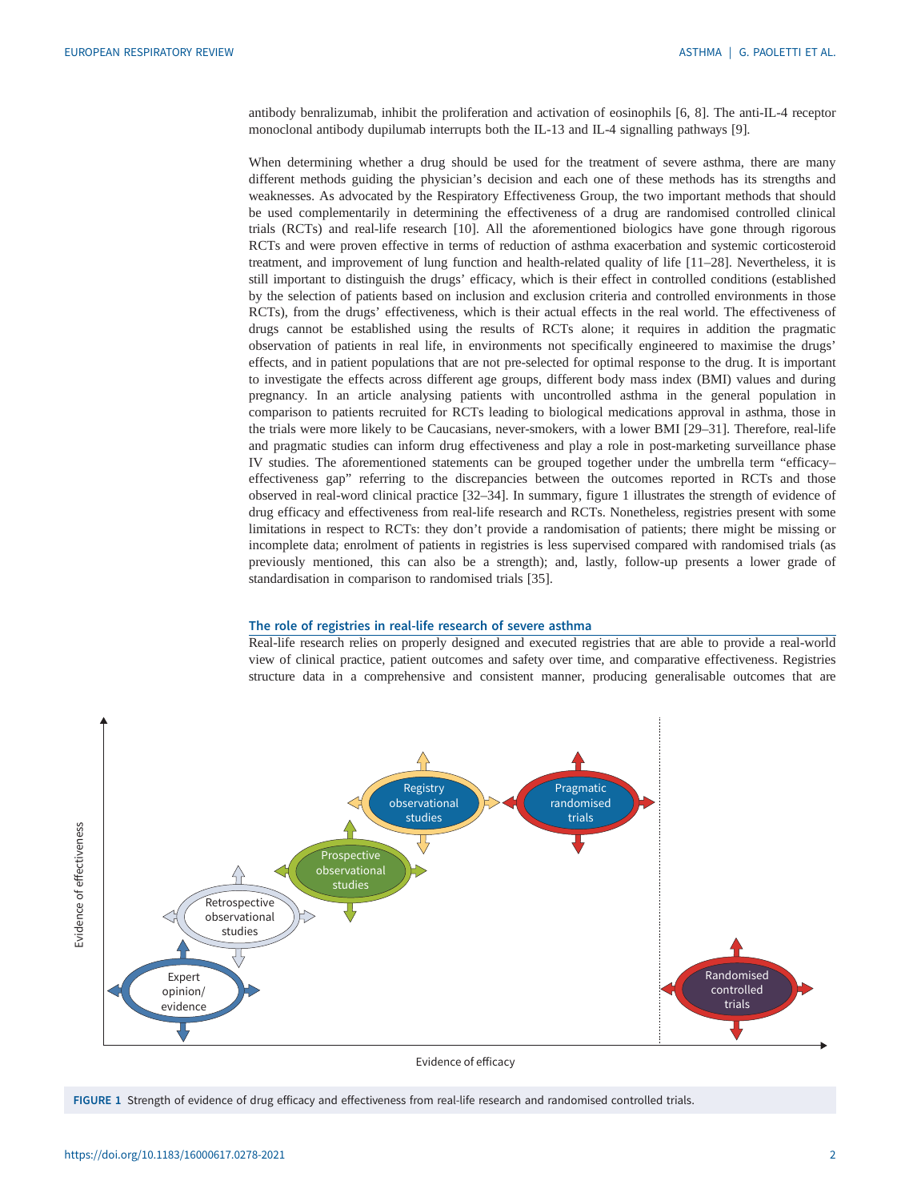antibody benralizumab, inhibit the proliferation and activation of eosinophils [6, 8]. The anti-IL-4 receptor monoclonal antibody dupilumab interrupts both the IL-13 and IL-4 signalling pathways [9].

When determining whether a drug should be used for the treatment of severe asthma, there are many different methods guiding the physician's decision and each one of these methods has its strengths and weaknesses. As advocated by the Respiratory Effectiveness Group, the two important methods that should be used complementarily in determining the effectiveness of a drug are randomised controlled clinical trials (RCTs) and real-life research [10]. All the aforementioned biologics have gone through rigorous RCTs and were proven effective in terms of reduction of asthma exacerbation and systemic corticosteroid treatment, and improvement of lung function and health-related quality of life [11–28]. Nevertheless, it is still important to distinguish the drugs' efficacy, which is their effect in controlled conditions (established by the selection of patients based on inclusion and exclusion criteria and controlled environments in those RCTs), from the drugs' effectiveness, which is their actual effects in the real world. The effectiveness of drugs cannot be established using the results of RCTs alone; it requires in addition the pragmatic observation of patients in real life, in environments not specifically engineered to maximise the drugs' effects, and in patient populations that are not pre-selected for optimal response to the drug. It is important to investigate the effects across different age groups, different body mass index (BMI) values and during pregnancy. In an article analysing patients with uncontrolled asthma in the general population in comparison to patients recruited for RCTs leading to biological medications approval in asthma, those in the trials were more likely to be Caucasians, never-smokers, with a lower BMI [29–31]. Therefore, real-life and pragmatic studies can inform drug effectiveness and play a role in post-marketing surveillance phase IV studies. The aforementioned statements can be grouped together under the umbrella term "efficacy–effectiveness gap" referring to the discrepancies between the outcomes reported in RCTs and those observed in real-word clinical practice [32–34]. In summary, figure 1 illustrates the strength of evidence of drug efficacy and effectiveness from real-life research and RCTs. Nonetheless, registries present with some limitations in respect to RCTs: they don't provide a randomisation of patients; there might be missing or incomplete data; enrolment of patients in registries is less supervised compared with randomised trials (as previously mentioned, this can also be a strength); and, lastly, follow-up presents a lower grade of standardisation in comparison to randomised trials [35].

## The role of registries in real-life research of severe asthma

Real-life research relies on properly designed and executed registries that are able to provide a real-world view of clinical practice, patient outcomes and safety over time, and comparative effectiveness. Registries structure data in a comprehensive and consistent manner, producing generalisable outcomes that are

FIGURE 1 Strength of evidence of drug efficacy and effectiveness from real-life research and randomised controlled trials.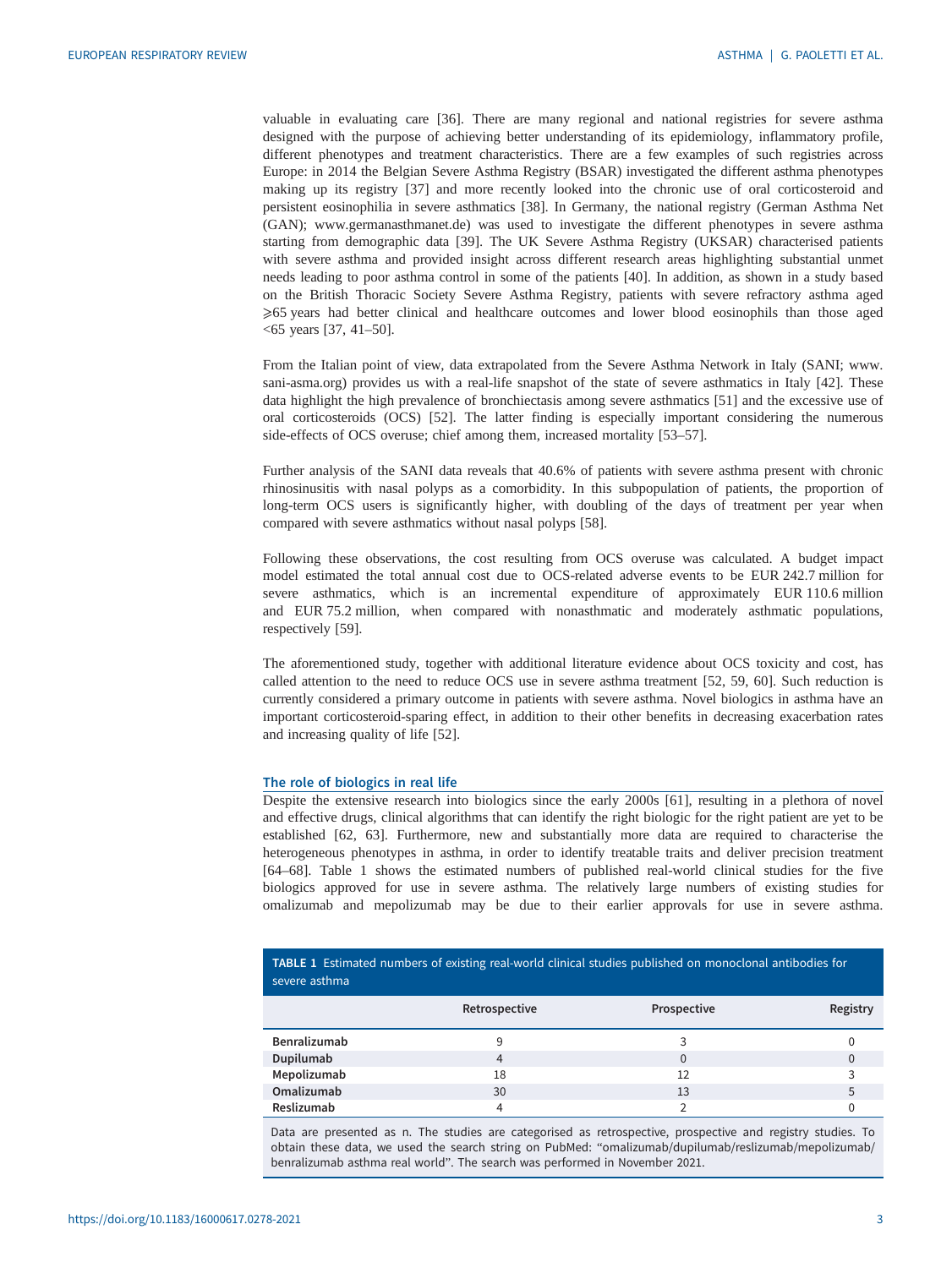valuable in evaluating care [36]. There are many regional and national registries for severe asthma designed with the purpose of achieving better understanding of its epidemiology, inflammatory profile, different phenotypes and treatment characteristics. There are a few examples of such registries across Europe: in 2014 the Belgian Severe Asthma Registry (BSAR) investigated the different asthma phenotypes making up its registry [37] and more recently looked into the chronic use of oral corticosteroid and persistent eosinophilia in severe asthmatics [38]. In Germany, the national registry (German Asthma Net (GAN); www.germanasthmanet.de) was used to investigate the different phenotypes in severe asthma starting from demographic data [39]. The UK Severe Asthma Registry (UKSAR) characterised patients with severe asthma and provided insight across different research areas highlighting substantial unmet needs leading to poor asthma control in some of the patients [40]. In addition, as shown in a study based on the British Thoracic Society Severe Asthma Registry, patients with severe refractory asthma aged ⩾65 years had better clinical and healthcare outcomes and lower blood eosinophils than those aged <65 years [37, 41–50].

From the Italian point of view, data extrapolated from the Severe Asthma Network in Italy (SANI; www.sani-asma.org) provides us with a real-life snapshot of the state of severe asthmatics in Italy [42]. These data highlight the high prevalence of bronchiectasis among severe asthmatics [51] and the excessive use of oral corticosteroids (OCS) [52]. The latter finding is especially important considering the numerous side-effects of OCS overuse; chief among them, increased mortality [53–57].

Further analysis of the SANI data reveals that 40.6% of patients with severe asthma present with chronic rhinosinusitis with nasal polyps as a comorbidity. In this subpopulation of patients, the proportion of long-term OCS users is significantly higher, with doubling of the days of treatment per year when compared with severe asthmatics without nasal polyps [58].

Following these observations, the cost resulting from OCS overuse was calculated. A budget impact model estimated the total annual cost due to OCS-related adverse events to be EUR 242.7 million for severe asthmatics, which is an incremental expenditure of approximately EUR 110.6 million and EUR 75.2 million, when compared with nonasthmatic and moderately asthmatic populations, respectively [59].

The aforementioned study, together with additional literature evidence about OCS toxicity and cost, has called attention to the need to reduce OCS use in severe asthma treatment [52, 59, 60]. Such reduction is currently considered a primary outcome in patients with severe asthma. Novel biologics in asthma have an important corticosteroid-sparing effect, in addition to their other benefits in decreasing exacerbation rates and increasing quality of life [52].

## The role of biologics in real life

Despite the extensive research into biologics since the early 2000s [61], resulting in a plethora of novel and effective drugs, clinical algorithms that can identify the right biologic for the right patient are yet to be established [62, 63]. Furthermore, new and substantially more data are required to characterise the heterogeneous phenotypes in asthma, in order to identify treatable traits and deliver precision treatment [64–68]. Table 1 shows the estimated numbers of published real-world clinical studies for the five biologics approved for use in severe asthma. The relatively large numbers of existing studies for omalizumab and mepolizumab may be due to their earlier approvals for use in severe asthma.

**TABLE 1** Estimated numbers of existing real-world clinical studies published on monoclonal antibodies for severe asthma

| | Retrospective | Prospective | Registry |
|---|---|---|---|
| **Benralizumab** | 9 | 3 | 0 |
| **Dupilumab** | 4 | 0 | 0 |
| **Mepolizumab** | 18 | 12 | 3 |
| **Omalizumab** | 30 | 13 | 5 |
| **Reslizumab** | 4 | 2 | 0 |

Data are presented as n. The studies are categorised as retrospective, prospective and registry studies. To obtain these data, we used the search string on PubMed: "omalizumab/dupilumab/reslizumab/mepolizumab/benralizumab asthma real world". The search was performed in November 2021.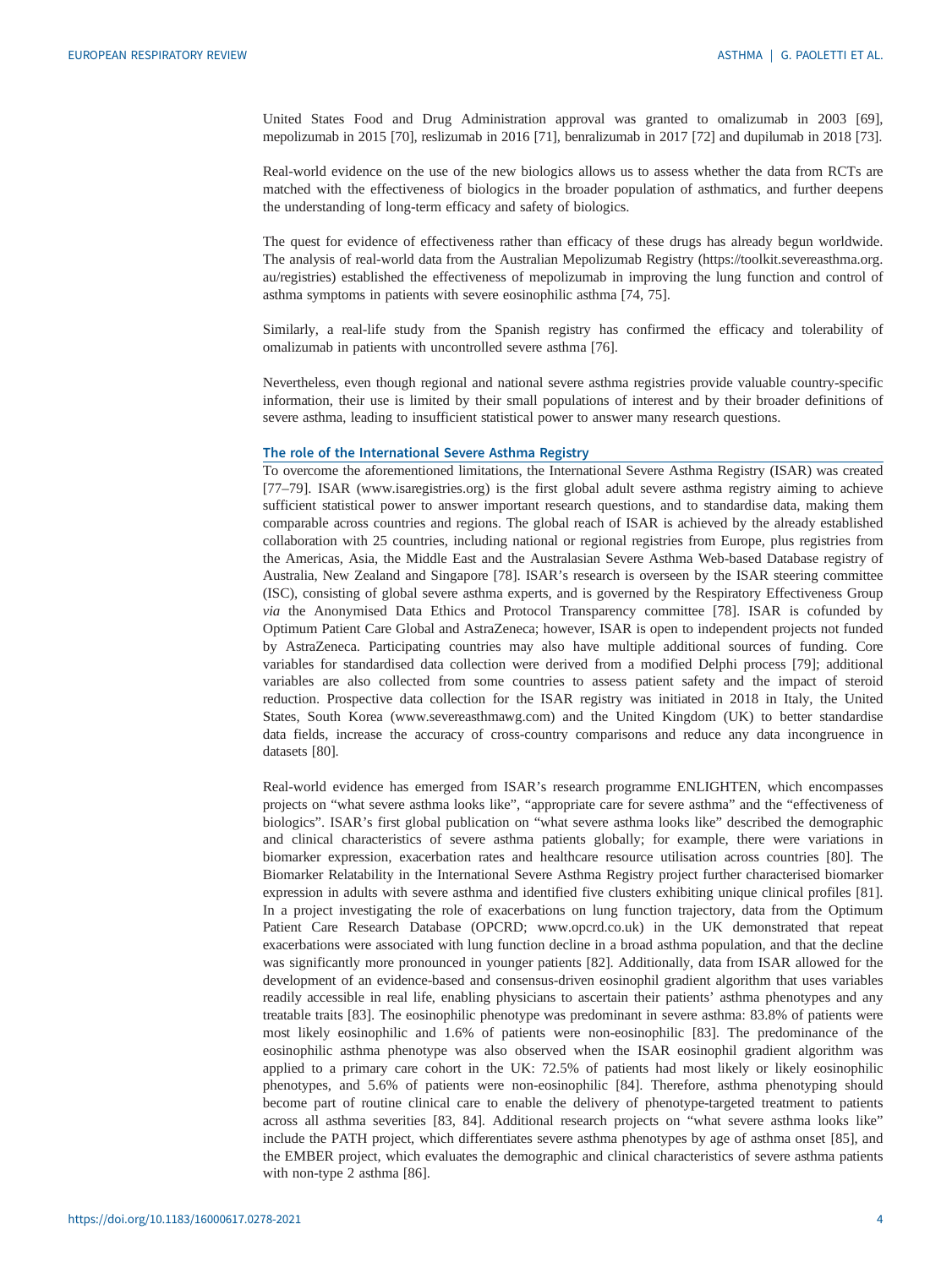United States Food and Drug Administration approval was granted to omalizumab in 2003 [69], mepolizumab in 2015 [70], reslizumab in 2016 [71], benralizumab in 2017 [72] and dupilumab in 2018 [73].

Real-world evidence on the use of the new biologics allows us to assess whether the data from RCTs are matched with the effectiveness of biologics in the broader population of asthmatics, and further deepens the understanding of long-term efficacy and safety of biologics.

The quest for evidence of effectiveness rather than efficacy of these drugs has already begun worldwide. The analysis of real-world data from the Australian Mepolizumab Registry (https://toolkit.severeasthma.org.au/registries) established the effectiveness of mepolizumab in improving the lung function and control of asthma symptoms in patients with severe eosinophilic asthma [74, 75].

Similarly, a real-life study from the Spanish registry has confirmed the efficacy and tolerability of omalizumab in patients with uncontrolled severe asthma [76].

Nevertheless, even though regional and national severe asthma registries provide valuable country-specific information, their use is limited by their small populations of interest and by their broader definitions of severe asthma, leading to insufficient statistical power to answer many research questions.

## The role of the International Severe Asthma Registry

To overcome the aforementioned limitations, the International Severe Asthma Registry (ISAR) was created [77–79]. ISAR (www.isaregistries.org) is the first global adult severe asthma registry aiming to achieve sufficient statistical power to answer important research questions, and to standardise data, making them comparable across countries and regions. The global reach of ISAR is achieved by the already established collaboration with 25 countries, including national or regional registries from Europe, plus registries from the Americas, Asia, the Middle East and the Australasian Severe Asthma Web-based Database registry of Australia, New Zealand and Singapore [78]. ISAR's research is overseen by the ISAR steering committee (ISC), consisting of global severe asthma experts, and is governed by the Respiratory Effectiveness Group *via* the Anonymised Data Ethics and Protocol Transparency committee [78]. ISAR is cofunded by Optimum Patient Care Global and AstraZeneca; however, ISAR is open to independent projects not funded by AstraZeneca. Participating countries may also have multiple additional sources of funding. Core variables for standardised data collection were derived from a modified Delphi process [79]; additional variables are also collected from some countries to assess patient safety and the impact of steroid reduction. Prospective data collection for the ISAR registry was initiated in 2018 in Italy, the United States, South Korea (www.severeasthmawg.com) and the United Kingdom (UK) to better standardise data fields, increase the accuracy of cross-country comparisons and reduce any data incongruence in datasets [80].

Real-world evidence has emerged from ISAR's research programme ENLIGHTEN, which encompasses projects on "what severe asthma looks like", "appropriate care for severe asthma" and the "effectiveness of biologics". ISAR's first global publication on "what severe asthma looks like" described the demographic and clinical characteristics of severe asthma patients globally; for example, there were variations in biomarker expression, exacerbation rates and healthcare resource utilisation across countries [80]. The Biomarker Relatability in the International Severe Asthma Registry project further characterised biomarker expression in adults with severe asthma and identified five clusters exhibiting unique clinical profiles [81]. In a project investigating the role of exacerbations on lung function trajectory, data from the Optimum Patient Care Research Database (OPCRD; www.opcrd.co.uk) in the UK demonstrated that repeat exacerbations were associated with lung function decline in a broad asthma population, and that the decline was significantly more pronounced in younger patients [82]. Additionally, data from ISAR allowed for the development of an evidence-based and consensus-driven eosinophil gradient algorithm that uses variables readily accessible in real life, enabling physicians to ascertain their patients' asthma phenotypes and any treatable traits [83]. The eosinophilic phenotype was predominant in severe asthma: 83.8% of patients were most likely eosinophilic and 1.6% of patients were non-eosinophilic [83]. The predominance of the eosinophilic asthma phenotype was also observed when the ISAR eosinophil gradient algorithm was applied to a primary care cohort in the UK: 72.5% of patients had most likely or likely eosinophilic phenotypes, and 5.6% of patients were non-eosinophilic [84]. Therefore, asthma phenotyping should become part of routine clinical care to enable the delivery of phenotype-targeted treatment to patients across all asthma severities [83, 84]. Additional research projects on "what severe asthma looks like" include the PATH project, which differentiates severe asthma phenotypes by age of asthma onset [85], and the EMBER project, which evaluates the demographic and clinical characteristics of severe asthma patients with non-type 2 asthma [86].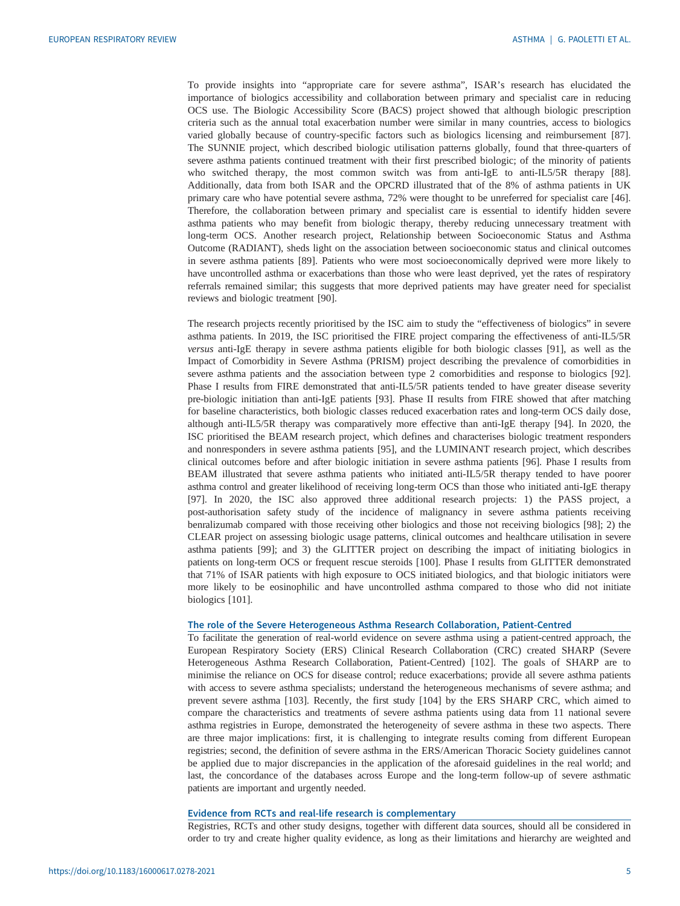To provide insights into "appropriate care for severe asthma", ISAR's research has elucidated the importance of biologics accessibility and collaboration between primary and specialist care in reducing OCS use. The Biologic Accessibility Score (BACS) project showed that although biologic prescription criteria such as the annual total exacerbation number were similar in many countries, access to biologics varied globally because of country-specific factors such as biologics licensing and reimbursement [87]. The SUNNIE project, which described biologic utilisation patterns globally, found that three-quarters of severe asthma patients continued treatment with their first prescribed biologic; of the minority of patients who switched therapy, the most common switch was from anti-IgE to anti-IL5/5R therapy [88]. Additionally, data from both ISAR and the OPCRD illustrated that of the 8% of asthma patients in UK primary care who have potential severe asthma, 72% were thought to be unreferred for specialist care [46]. Therefore, the collaboration between primary and specialist care is essential to identify hidden severe asthma patients who may benefit from biologic therapy, thereby reducing unnecessary treatment with long-term OCS. Another research project, Relationship between Socioeconomic Status and Asthma Outcome (RADIANT), sheds light on the association between socioeconomic status and clinical outcomes in severe asthma patients [89]. Patients who were most socioeconomically deprived were more likely to have uncontrolled asthma or exacerbations than those who were least deprived, yet the rates of respiratory referrals remained similar; this suggests that more deprived patients may have greater need for specialist reviews and biologic treatment [90].

The research projects recently prioritised by the ISC aim to study the "effectiveness of biologics" in severe asthma patients. In 2019, the ISC prioritised the FIRE project comparing the effectiveness of anti-IL5/5R *versus* anti-IgE therapy in severe asthma patients eligible for both biologic classes [91], as well as the Impact of Comorbidity in Severe Asthma (PRISM) project describing the prevalence of comorbidities in severe asthma patients and the association between type 2 comorbidities and response to biologics [92]. Phase I results from FIRE demonstrated that anti-IL5/5R patients tended to have greater disease severity pre-biologic initiation than anti-IgE patients [93]. Phase II results from FIRE showed that after matching for baseline characteristics, both biologic classes reduced exacerbation rates and long-term OCS daily dose, although anti-IL5/5R therapy was comparatively more effective than anti-IgE therapy [94]. In 2020, the ISC prioritised the BEAM research project, which defines and characterises biologic treatment responders and nonresponders in severe asthma patients [95], and the LUMINANT research project, which describes clinical outcomes before and after biologic initiation in severe asthma patients [96]. Phase I results from BEAM illustrated that severe asthma patients who initiated anti-IL5/5R therapy tended to have poorer asthma control and greater likelihood of receiving long-term OCS than those who initiated anti-IgE therapy [97]. In 2020, the ISC also approved three additional research projects: 1) the PASS project, a post-authorisation safety study of the incidence of malignancy in severe asthma patients receiving benralizumab compared with those receiving other biologics and those not receiving biologics [98]; 2) the CLEAR project on assessing biologic usage patterns, clinical outcomes and healthcare utilisation in severe asthma patients [99]; and 3) the GLITTER project on describing the impact of initiating biologics in patients on long-term OCS or frequent rescue steroids [100]. Phase I results from GLITTER demonstrated that 71% of ISAR patients with high exposure to OCS initiated biologics, and that biologic initiators were more likely to be eosinophilic and have uncontrolled asthma compared to those who did not initiate biologics [101].

## The role of the Severe Heterogeneous Asthma Research Collaboration, Patient-Centred

To facilitate the generation of real-world evidence on severe asthma using a patient-centred approach, the European Respiratory Society (ERS) Clinical Research Collaboration (CRC) created SHARP (Severe Heterogeneous Asthma Research Collaboration, Patient-Centred) [102]. The goals of SHARP are to minimise the reliance on OCS for disease control; reduce exacerbations; provide all severe asthma patients with access to severe asthma specialists; understand the heterogeneous mechanisms of severe asthma; and prevent severe asthma [103]. Recently, the first study [104] by the ERS SHARP CRC, which aimed to compare the characteristics and treatments of severe asthma patients using data from 11 national severe asthma registries in Europe, demonstrated the heterogeneity of severe asthma in these two aspects. There are three major implications: first, it is challenging to integrate results coming from different European registries; second, the definition of severe asthma in the ERS/American Thoracic Society guidelines cannot be applied due to major discrepancies in the application of the aforesaid guidelines in the real world; and last, the concordance of the databases across Europe and the long-term follow-up of severe asthmatic patients are important and urgently needed.

## Evidence from RCTs and real-life research is complementary

Registries, RCTs and other study designs, together with different data sources, should all be considered in order to try and create higher quality evidence, as long as their limitations and hierarchy are weighted and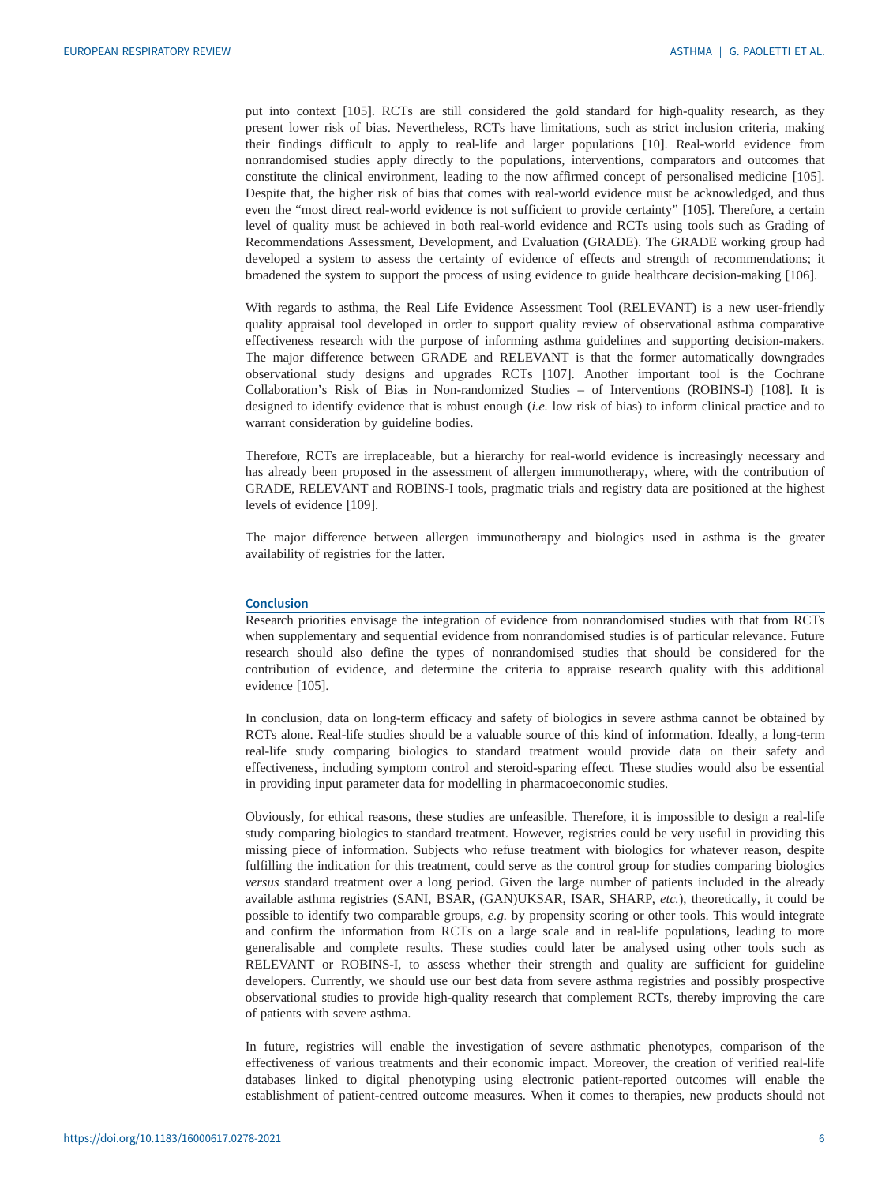put into context [105]. RCTs are still considered the gold standard for high-quality research, as they present lower risk of bias. Nevertheless, RCTs have limitations, such as strict inclusion criteria, making their findings difficult to apply to real-life and larger populations [10]. Real-world evidence from nonrandomised studies apply directly to the populations, interventions, comparators and outcomes that constitute the clinical environment, leading to the now affirmed concept of personalised medicine [105]. Despite that, the higher risk of bias that comes with real-world evidence must be acknowledged, and thus even the "most direct real-world evidence is not sufficient to provide certainty" [105]. Therefore, a certain level of quality must be achieved in both real-world evidence and RCTs using tools such as Grading of Recommendations Assessment, Development, and Evaluation (GRADE). The GRADE working group had developed a system to assess the certainty of evidence of effects and strength of recommendations; it broadened the system to support the process of using evidence to guide healthcare decision-making [106].

With regards to asthma, the Real Life Evidence Assessment Tool (RELEVANT) is a new user-friendly quality appraisal tool developed in order to support quality review of observational asthma comparative effectiveness research with the purpose of informing asthma guidelines and supporting decision-makers. The major difference between GRADE and RELEVANT is that the former automatically downgrades observational study designs and upgrades RCTs [107]. Another important tool is the Cochrane Collaboration's Risk of Bias in Non-randomized Studies – of Interventions (ROBINS-I) [108]. It is designed to identify evidence that is robust enough (*i.e.* low risk of bias) to inform clinical practice and to warrant consideration by guideline bodies.

Therefore, RCTs are irreplaceable, but a hierarchy for real-world evidence is increasingly necessary and has already been proposed in the assessment of allergen immunotherapy, where, with the contribution of GRADE, RELEVANT and ROBINS-I tools, pragmatic trials and registry data are positioned at the highest levels of evidence [109].

The major difference between allergen immunotherapy and biologics used in asthma is the greater availability of registries for the latter.

## Conclusion

Research priorities envisage the integration of evidence from nonrandomised studies with that from RCTs when supplementary and sequential evidence from nonrandomised studies is of particular relevance. Future research should also define the types of nonrandomised studies that should be considered for the contribution of evidence, and determine the criteria to appraise research quality with this additional evidence [105].

In conclusion, data on long-term efficacy and safety of biologics in severe asthma cannot be obtained by RCTs alone. Real-life studies should be a valuable source of this kind of information. Ideally, a long-term real-life study comparing biologics to standard treatment would provide data on their safety and effectiveness, including symptom control and steroid-sparing effect. These studies would also be essential in providing input parameter data for modelling in pharmacoeconomic studies.

Obviously, for ethical reasons, these studies are unfeasible. Therefore, it is impossible to design a real-life study comparing biologics to standard treatment. However, registries could be very useful in providing this missing piece of information. Subjects who refuse treatment with biologics for whatever reason, despite fulfilling the indication for this treatment, could serve as the control group for studies comparing biologics *versus* standard treatment over a long period. Given the large number of patients included in the already available asthma registries (SANI, BSAR, (GAN)UKSAR, ISAR, SHARP, *etc.*), theoretically, it could be possible to identify two comparable groups, *e.g.* by propensity scoring or other tools. This would integrate and confirm the information from RCTs on a large scale and in real-life populations, leading to more generalisable and complete results. These studies could later be analysed using other tools such as RELEVANT or ROBINS-I, to assess whether their strength and quality are sufficient for guideline developers. Currently, we should use our best data from severe asthma registries and possibly prospective observational studies to provide high-quality research that complement RCTs, thereby improving the care of patients with severe asthma.

In future, registries will enable the investigation of severe asthmatic phenotypes, comparison of the effectiveness of various treatments and their economic impact. Moreover, the creation of verified real-life databases linked to digital phenotyping using electronic patient-reported outcomes will enable the establishment of patient-centred outcome measures. When it comes to therapies, new products should not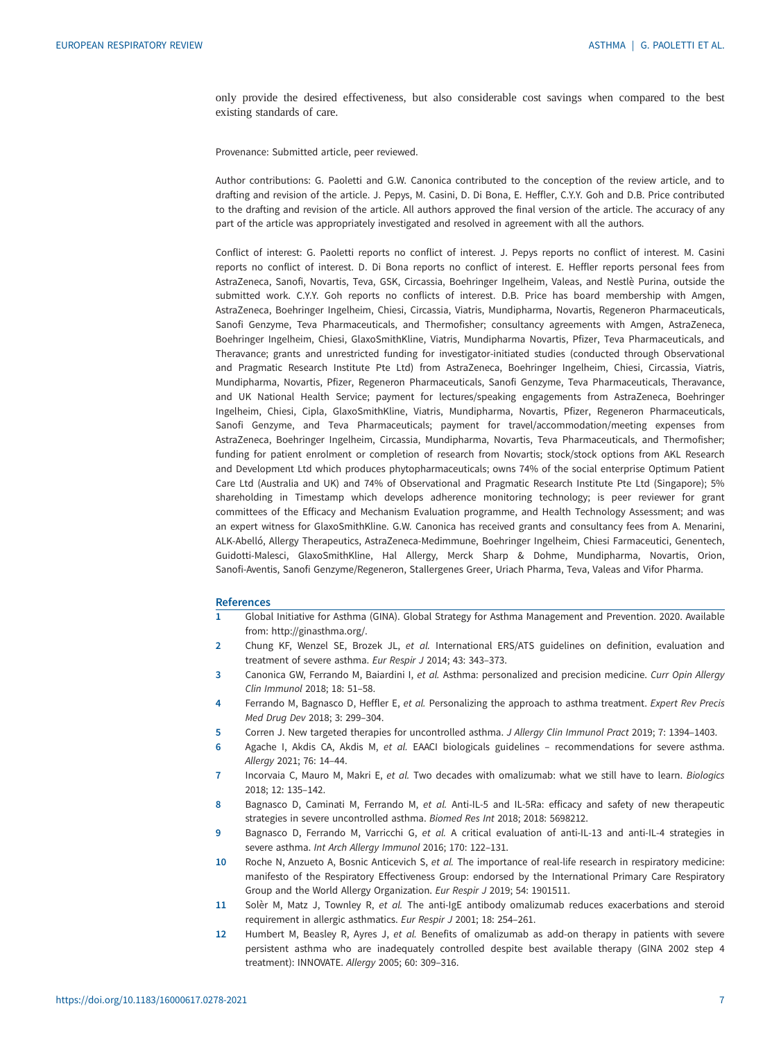only provide the desired effectiveness, but also considerable cost savings when compared to the best existing standards of care.

Provenance: Submitted article, peer reviewed.

Author contributions: G. Paoletti and G.W. Canonica contributed to the conception of the review article, and to drafting and revision of the article. J. Pepys, M. Casini, D. Di Bona, E. Heffler, C.Y.Y. Goh and D.B. Price contributed to the drafting and revision of the article. All authors approved the final version of the article. The accuracy of any part of the article was appropriately investigated and resolved in agreement with all the authors.

Conflict of interest: G. Paoletti reports no conflict of interest. J. Pepys reports no conflict of interest. M. Casini reports no conflict of interest. D. Di Bona reports no conflict of interest. E. Heffler reports personal fees from AstraZeneca, Sanofi, Novartis, Teva, GSK, Circassia, Boehringer Ingelheim, Valeas, and Nestlè Purina, outside the submitted work. C.Y.Y. Goh reports no conflicts of interest. D.B. Price has board membership with Amgen, AstraZeneca, Boehringer Ingelheim, Chiesi, Circassia, Viatris, Mundipharma, Novartis, Regeneron Pharmaceuticals, Sanofi Genzyme, Teva Pharmaceuticals, and Thermofisher; consultancy agreements with Amgen, AstraZeneca, Boehringer Ingelheim, Chiesi, GlaxoSmithKline, Viatris, Mundipharma Novartis, Pfizer, Teva Pharmaceuticals, and Theravance; grants and unrestricted funding for investigator-initiated studies (conducted through Observational and Pragmatic Research Institute Pte Ltd) from AstraZeneca, Boehringer Ingelheim, Chiesi, Circassia, Viatris, Mundipharma, Novartis, Pfizer, Regeneron Pharmaceuticals, Sanofi Genzyme, Teva Pharmaceuticals, Theravance, and UK National Health Service; payment for lectures/speaking engagements from AstraZeneca, Boehringer Ingelheim, Chiesi, Cipla, GlaxoSmithKline, Viatris, Mundipharma, Novartis, Pfizer, Regeneron Pharmaceuticals, Sanofi Genzyme, and Teva Pharmaceuticals; payment for travel/accommodation/meeting expenses from AstraZeneca, Boehringer Ingelheim, Circassia, Mundipharma, Novartis, Teva Pharmaceuticals, and Thermofisher; funding for patient enrolment or completion of research from Novartis; stock/stock options from AKL Research and Development Ltd which produces phytopharmaceuticals; owns 74% of the social enterprise Optimum Patient Care Ltd (Australia and UK) and 74% of Observational and Pragmatic Research Institute Pte Ltd (Singapore); 5% shareholding in Timestamp which develops adherence monitoring technology; is peer reviewer for grant committees of the Efficacy and Mechanism Evaluation programme, and Health Technology Assessment; and was an expert witness for GlaxoSmithKline. G.W. Canonica has received grants and consultancy fees from A. Menarini, ALK-Abelló, Allergy Therapeutics, AstraZeneca-Medimmune, Boehringer Ingelheim, Chiesi Farmaceutici, Genentech, Guidotti-Malesci, GlaxoSmithKline, Hal Allergy, Merck Sharp & Dohme, Mundipharma, Novartis, Orion, Sanofi-Aventis, Sanofi Genzyme/Regeneron, Stallergenes Greer, Uriach Pharma, Teva, Valeas and Vifor Pharma.

## References

1. Global Initiative for Asthma (GINA). Global Strategy for Asthma Management and Prevention. 2020. Available from: http://ginasthma.org/.
2. Chung KF, Wenzel SE, Brozek JL, *et al.* International ERS/ATS guidelines on definition, evaluation and treatment of severe asthma. *Eur Respir J* 2014; 43: 343–373.
3. Canonica GW, Ferrando M, Baiardini I, *et al.* Asthma: personalized and precision medicine. *Curr Opin Allergy Clin Immunol* 2018; 18: 51–58.
4. Ferrando M, Bagnasco D, Heffler E, *et al.* Personalizing the approach to asthma treatment. *Expert Rev Precis Med Drug Dev* 2018; 3: 299–304.
5. Corren J. New targeted therapies for uncontrolled asthma. *J Allergy Clin Immunol Pract* 2019; 7: 1394–1403.
6. Agache I, Akdis CA, Akdis M, *et al.* EAACI biologicals guidelines – recommendations for severe asthma. *Allergy* 2021; 76: 14–44.
7. Incorvaia C, Mauro M, Makri E, *et al.* Two decades with omalizumab: what we still have to learn. *Biologics* 2018; 12: 135–142.
8. Bagnasco D, Caminati M, Ferrando M, *et al.* Anti-IL-5 and IL-5Ra: efficacy and safety of new therapeutic strategies in severe uncontrolled asthma. *Biomed Res Int* 2018; 2018: 5698212.
9. Bagnasco D, Ferrando M, Varricchi G, *et al.* A critical evaluation of anti-IL-13 and anti-IL-4 strategies in severe asthma. *Int Arch Allergy Immunol* 2016; 170: 122–131.
10. Roche N, Anzueto A, Bosnic Anticevich S, *et al.* The importance of real-life research in respiratory medicine: manifesto of the Respiratory Effectiveness Group: endorsed by the International Primary Care Respiratory Group and the World Allergy Organization. *Eur Respir J* 2019; 54: 1901511.
11. Solèr M, Matz J, Townley R, *et al.* The anti-IgE antibody omalizumab reduces exacerbations and steroid requirement in allergic asthmatics. *Eur Respir J* 2001; 18: 254–261.
12. Humbert M, Beasley R, Ayres J, *et al.* Benefits of omalizumab as add-on therapy in patients with severe persistent asthma who are inadequately controlled despite best available therapy (GINA 2002 step 4 treatment): INNOVATE. *Allergy* 2005; 60: 309–316.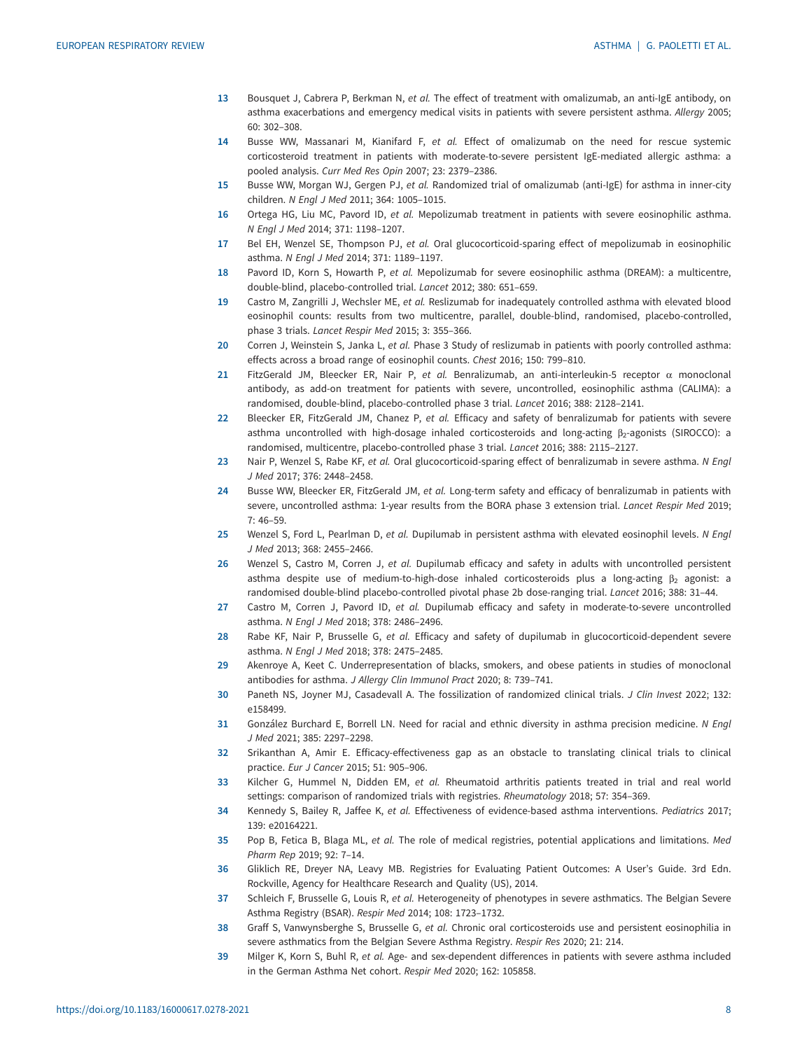13 Bousquet J, Cabrera P, Berkman N, *et al.* The effect of treatment with omalizumab, an anti-IgE antibody, on asthma exacerbations and emergency medical visits in patients with severe persistent asthma. *Allergy* 2005; 60: 302–308.

14 Busse WW, Massanari M, Kianifard F, *et al.* Effect of omalizumab on the need for rescue systemic corticosteroid treatment in patients with moderate-to-severe persistent IgE-mediated allergic asthma: a pooled analysis. *Curr Med Res Opin* 2007; 23: 2379–2386.

15 Busse WW, Morgan WJ, Gergen PJ, *et al.* Randomized trial of omalizumab (anti-IgE) for asthma in inner-city children. *N Engl J Med* 2011; 364: 1005–1015.

16 Ortega HG, Liu MC, Pavord ID, *et al.* Mepolizumab treatment in patients with severe eosinophilic asthma. *N Engl J Med* 2014; 371: 1198–1207.

17 Bel EH, Wenzel SE, Thompson PJ, *et al.* Oral glucocorticoid-sparing effect of mepolizumab in eosinophilic asthma. *N Engl J Med* 2014; 371: 1189–1197.

18 Pavord ID, Korn S, Howarth P, *et al.* Mepolizumab for severe eosinophilic asthma (DREAM): a multicentre, double-blind, placebo-controlled trial. *Lancet* 2012; 380: 651–659.

19 Castro M, Zangrilli J, Wechsler ME, *et al.* Reslizumab for inadequately controlled asthma with elevated blood eosinophil counts: results from two multicentre, parallel, double-blind, randomised, placebo-controlled, phase 3 trials. *Lancet Respir Med* 2015; 3: 355–366.

20 Corren J, Weinstein S, Janka L, *et al.* Phase 3 Study of reslizumab in patients with poorly controlled asthma: effects across a broad range of eosinophil counts. *Chest* 2016; 150: 799–810.

21 FitzGerald JM, Bleecker ER, Nair P, *et al.* Benralizumab, an anti-interleukin-5 receptor α monoclonal antibody, as add-on treatment for patients with severe, uncontrolled, eosinophilic asthma (CALIMA): a randomised, double-blind, placebo-controlled phase 3 trial. *Lancet* 2016; 388: 2128–2141.

22 Bleecker ER, FitzGerald JM, Chanez P, *et al.* Efficacy and safety of benralizumab for patients with severe asthma uncontrolled with high-dosage inhaled corticosteroids and long-acting $\beta_2$-agonists (SIROCCO): a randomised, multicentre, placebo-controlled phase 3 trial. *Lancet* 2016; 388: 2115–2127.

23 Nair P, Wenzel S, Rabe KF, *et al.* Oral glucocorticoid-sparing effect of benralizumab in severe asthma. *N Engl J Med* 2017; 376: 2448–2458.

24 Busse WW, Bleecker ER, FitzGerald JM, *et al.* Long-term safety and efficacy of benralizumab in patients with severe, uncontrolled asthma: 1-year results from the BORA phase 3 extension trial. *Lancet Respir Med* 2019; 7: 46–59.

25 Wenzel S, Ford L, Pearlman D, *et al.* Dupilumab in persistent asthma with elevated eosinophil levels. *N Engl J Med* 2013; 368: 2455–2466.

26 Wenzel S, Castro M, Corren J, *et al.* Dupilumab efficacy and safety in adults with uncontrolled persistent asthma despite use of medium-to-high-dose inhaled corticosteroids plus a long-acting $\beta_2$ agonist: a randomised double-blind placebo-controlled pivotal phase 2b dose-ranging trial. *Lancet* 2016; 388: 31–44.

27 Castro M, Corren J, Pavord ID, *et al.* Dupilumab efficacy and safety in moderate-to-severe uncontrolled asthma. *N Engl J Med* 2018; 378: 2486–2496.

28 Rabe KF, Nair P, Brusselle G, *et al.* Efficacy and safety of dupilumab in glucocorticoid-dependent severe asthma. *N Engl J Med* 2018; 378: 2475–2485.

29 Akenroye A, Keet C. Underrepresentation of blacks, smokers, and obese patients in studies of monoclonal antibodies for asthma. *J Allergy Clin Immunol Pract* 2020; 8: 739–741.

30 Paneth NS, Joyner MJ, Casadevall A. The fossilization of randomized clinical trials. *J Clin Invest* 2022; 132: e158499.

31 González Burchard E, Borrell LN. Need for racial and ethnic diversity in asthma precision medicine. *N Engl J Med* 2021; 385: 2297–2298.

32 Srikanthan A, Amir E. Efficacy-effectiveness gap as an obstacle to translating clinical trials to clinical practice. *Eur J Cancer* 2015; 51: 905–906.

33 Kilcher G, Hummel N, Didden EM, *et al.* Rheumatoid arthritis patients treated in trial and real world settings: comparison of randomized trials with registries. *Rheumatology* 2018; 57: 354–369.

34 Kennedy S, Bailey R, Jaffee K, *et al.* Effectiveness of evidence-based asthma interventions. *Pediatrics* 2017; 139: e20164221.

35 Pop B, Fetica B, Blaga ML, *et al.* The role of medical registries, potential applications and limitations. *Med Pharm Rep* 2019; 92: 7–14.

36 Gliklich RE, Dreyer NA, Leavy MB. Registries for Evaluating Patient Outcomes: A User's Guide. 3rd Edn. Rockville, Agency for Healthcare Research and Quality (US), 2014.

37 Schleich F, Brusselle G, Louis R, *et al.* Heterogeneity of phenotypes in severe asthmatics. The Belgian Severe Asthma Registry (BSAR). *Respir Med* 2014; 108: 1723–1732.

38 Graff S, Vanwynsberghe S, Brusselle G, *et al.* Chronic oral corticosteroids use and persistent eosinophilia in severe asthmatics from the Belgian Severe Asthma Registry. *Respir Res* 2020; 21: 214.

39 Milger K, Korn S, Buhl R, *et al.* Age- and sex-dependent differences in patients with severe asthma included in the German Asthma Net cohort. *Respir Med* 2020; 162: 105858.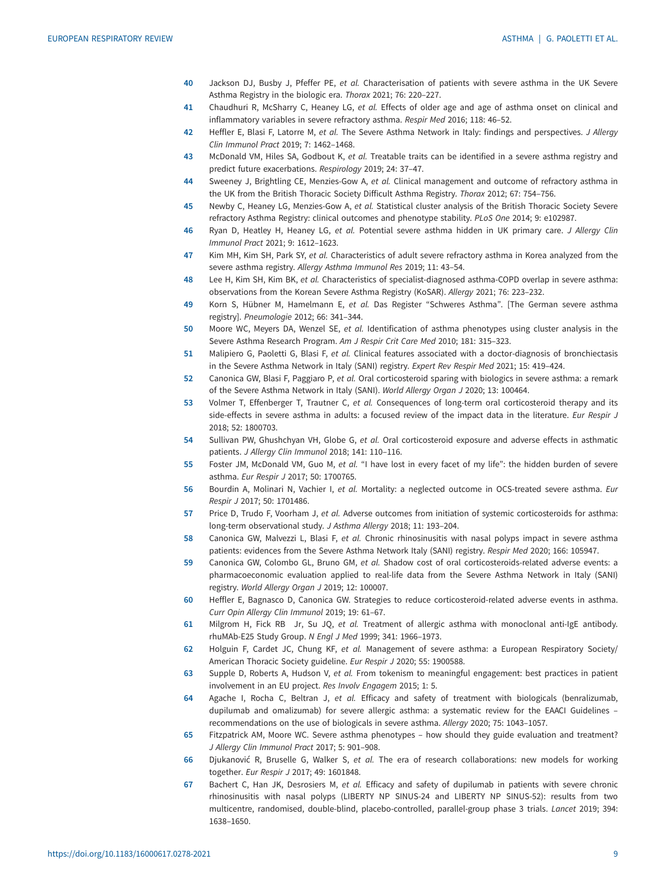40 Jackson DJ, Busby J, Pfeffer PE, *et al.* Characterisation of patients with severe asthma in the UK Severe Asthma Registry in the biologic era. *Thorax* 2021; 76: 220–227.

41 Chaudhuri R, McSharry C, Heaney LG, *et al.* Effects of older age and age of asthma onset on clinical and inflammatory variables in severe refractory asthma. *Respir Med* 2016; 118: 46–52.

42 Heffler E, Blasi F, Latorre M, *et al.* The Severe Asthma Network in Italy: findings and perspectives. *J Allergy Clin Immunol Pract* 2019; 7: 1462–1468.

43 McDonald VM, Hiles SA, Godbout K, *et al.* Treatable traits can be identified in a severe asthma registry and predict future exacerbations. *Respirology* 2019; 24: 37–47.

44 Sweeney J, Brightling CE, Menzies-Gow A, *et al.* Clinical management and outcome of refractory asthma in the UK from the British Thoracic Society Difficult Asthma Registry. *Thorax* 2012; 67: 754–756.

45 Newby C, Heaney LG, Menzies-Gow A, *et al.* Statistical cluster analysis of the British Thoracic Society Severe refractory Asthma Registry: clinical outcomes and phenotype stability. *PLoS One* 2014; 9: e102987.

46 Ryan D, Heatley H, Heaney LG, *et al.* Potential severe asthma hidden in UK primary care. *J Allergy Clin Immunol Pract* 2021; 9: 1612–1623.

47 Kim MH, Kim SH, Park SY, *et al.* Characteristics of adult severe refractory asthma in Korea analyzed from the severe asthma registry. *Allergy Asthma Immunol Res* 2019; 11: 43–54.

48 Lee H, Kim SH, Kim BK, *et al.* Characteristics of specialist-diagnosed asthma-COPD overlap in severe asthma: observations from the Korean Severe Asthma Registry (KoSAR). *Allergy* 2021; 76: 223–232.

49 Korn S, Hübner M, Hamelmann E, *et al.* Das Register "Schweres Asthma". [The German severe asthma registry]. *Pneumologie* 2012; 66: 341–344.

50 Moore WC, Meyers DA, Wenzel SE, *et al.* Identification of asthma phenotypes using cluster analysis in the Severe Asthma Research Program. *Am J Respir Crit Care Med* 2010; 181: 315–323.

51 Malipiero G, Paoletti G, Blasi F, *et al.* Clinical features associated with a doctor-diagnosis of bronchiectasis in the Severe Asthma Network in Italy (SANI) registry. *Expert Rev Respir Med* 2021; 15: 419–424.

52 Canonica GW, Blasi F, Paggiaro P, *et al.* Oral corticosteroid sparing with biologics in severe asthma: a remark of the Severe Asthma Network in Italy (SANI). *World Allergy Organ J* 2020; 13: 100464.

53 Volmer T, Effenberger T, Trautner C, *et al.* Consequences of long-term oral corticosteroid therapy and its side-effects in severe asthma in adults: a focused review of the impact data in the literature. *Eur Respir J* 2018; 52: 1800703.

54 Sullivan PW, Ghushchyan VH, Globe G, *et al.* Oral corticosteroid exposure and adverse effects in asthmatic patients. *J Allergy Clin Immunol* 2018; 141: 110–116.

55 Foster JM, McDonald VM, Guo M, *et al.* "I have lost in every facet of my life": the hidden burden of severe asthma. *Eur Respir J* 2017; 50: 1700765.

56 Bourdin A, Molinari N, Vachier I, *et al.* Mortality: a neglected outcome in OCS-treated severe asthma. *Eur Respir J* 2017; 50: 1701486.

57 Price D, Trudo F, Voorham J, *et al.* Adverse outcomes from initiation of systemic corticosteroids for asthma: long-term observational study. *J Asthma Allergy* 2018; 11: 193–204.

58 Canonica GW, Malvezzi L, Blasi F, *et al.* Chronic rhinosinusitis with nasal polyps impact in severe asthma patients: evidences from the Severe Asthma Network Italy (SANI) registry. *Respir Med* 2020; 166: 105947.

59 Canonica GW, Colombo GL, Bruno GM, *et al.* Shadow cost of oral corticosteroids-related adverse events: a pharmacoeconomic evaluation applied to real-life data from the Severe Asthma Network in Italy (SANI) registry. *World Allergy Organ J* 2019; 12: 100007.

60 Heffler E, Bagnasco D, Canonica GW. Strategies to reduce corticosteroid-related adverse events in asthma. *Curr Opin Allergy Clin Immunol* 2019; 19: 61–67.

61 Milgrom H, Fick RB Jr, Su JQ, *et al.* Treatment of allergic asthma with monoclonal anti-IgE antibody. rhuMAb-E25 Study Group. *N Engl J Med* 1999; 341: 1966–1973.

62 Holguin F, Cardet JC, Chung KF, *et al.* Management of severe asthma: a European Respiratory Society/American Thoracic Society guideline. *Eur Respir J* 2020; 55: 1900588.

63 Supple D, Roberts A, Hudson V, *et al.* From tokenism to meaningful engagement: best practices in patient involvement in an EU project. *Res Involv Engagem* 2015; 1: 5.

64 Agache I, Rocha C, Beltran J, *et al.* Efficacy and safety of treatment with biologicals (benralizumab, dupilumab and omalizumab) for severe allergic asthma: a systematic review for the EAACI Guidelines – recommendations on the use of biologicals in severe asthma. *Allergy* 2020; 75: 1043–1057.

65 Fitzpatrick AM, Moore WC. Severe asthma phenotypes – how should they guide evaluation and treatment? *J Allergy Clin Immunol Pract* 2017; 5: 901–908.

66 Djukanović R, Bruselle G, Walker S, *et al.* The era of research collaborations: new models for working together. *Eur Respir J* 2017; 49: 1601848.

67 Bachert C, Han JK, Desrosiers M, *et al.* Efficacy and safety of dupilumab in patients with severe chronic rhinosinusitis with nasal polyps (LIBERTY NP SINUS-24 and LIBERTY NP SINUS-52): results from two multicentre, randomised, double-blind, placebo-controlled, parallel-group phase 3 trials. *Lancet* 2019; 394: 1638–1650.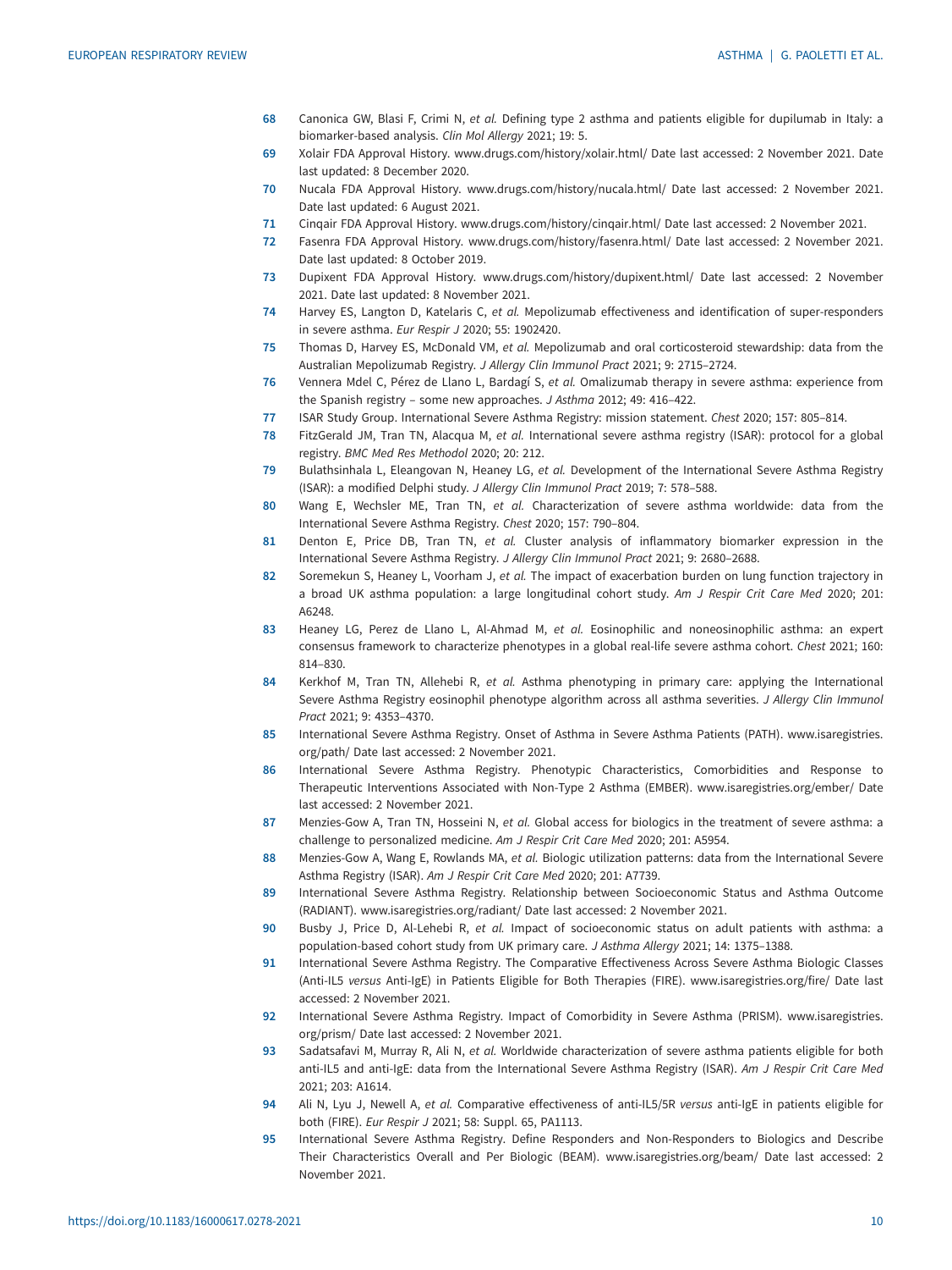68 Canonica GW, Blasi F, Crimi N, *et al.* Defining type 2 asthma and patients eligible for dupilumab in Italy: a biomarker-based analysis. *Clin Mol Allergy* 2021; 19: 5.

69 Xolair FDA Approval History. www.drugs.com/history/xolair.html/ Date last accessed: 2 November 2021. Date last updated: 8 December 2020.

70 Nucala FDA Approval History. www.drugs.com/history/nucala.html/ Date last accessed: 2 November 2021. Date last updated: 6 August 2021.

71 Cinqair FDA Approval History. www.drugs.com/history/cinqair.html/ Date last accessed: 2 November 2021.

72 Fasenra FDA Approval History. www.drugs.com/history/fasenra.html/ Date last accessed: 2 November 2021. Date last updated: 8 October 2019.

73 Dupixent FDA Approval History. www.drugs.com/history/dupixent.html/ Date last accessed: 2 November 2021. Date last updated: 8 November 2021.

74 Harvey ES, Langton D, Katelaris C, *et al.* Mepolizumab effectiveness and identification of super-responders in severe asthma. *Eur Respir J* 2020; 55: 1902420.

75 Thomas D, Harvey ES, McDonald VM, *et al.* Mepolizumab and oral corticosteroid stewardship: data from the Australian Mepolizumab Registry. *J Allergy Clin Immunol Pract* 2021; 9: 2715–2724.

76 Vennera Mdel C, Pérez de Llano L, Bardagí S, *et al.* Omalizumab therapy in severe asthma: experience from the Spanish registry – some new approaches. *J Asthma* 2012; 49: 416–422.

77 ISAR Study Group. International Severe Asthma Registry: mission statement. *Chest* 2020; 157: 805–814.

78 FitzGerald JM, Tran TN, Alacqua M, *et al.* International severe asthma registry (ISAR): protocol for a global registry. *BMC Med Res Methodol* 2020; 20: 212.

79 Bulathsinhala L, Eleangovan N, Heaney LG, *et al.* Development of the International Severe Asthma Registry (ISAR): a modified Delphi study. *J Allergy Clin Immunol Pract* 2019; 7: 578–588.

80 Wang E, Wechsler ME, Tran TN, *et al.* Characterization of severe asthma worldwide: data from the International Severe Asthma Registry. *Chest* 2020; 157: 790–804.

81 Denton E, Price DB, Tran TN, *et al.* Cluster analysis of inflammatory biomarker expression in the International Severe Asthma Registry. *J Allergy Clin Immunol Pract* 2021; 9: 2680–2688.

82 Soremekun S, Heaney L, Voorham J, *et al.* The impact of exacerbation burden on lung function trajectory in a broad UK asthma population: a large longitudinal cohort study. *Am J Respir Crit Care Med* 2020; 201: A6248.

83 Heaney LG, Perez de Llano L, Al-Ahmad M, *et al.* Eosinophilic and noneosinophilic asthma: an expert consensus framework to characterize phenotypes in a global real-life severe asthma cohort. *Chest* 2021; 160: 814–830.

84 Kerkhof M, Tran TN, Allehebi R, *et al.* Asthma phenotyping in primary care: applying the International Severe Asthma Registry eosinophil phenotype algorithm across all asthma severities. *J Allergy Clin Immunol Pract* 2021; 9: 4353–4370.

85 International Severe Asthma Registry. Onset of Asthma in Severe Asthma Patients (PATH). www.isaregistries.org/path/ Date last accessed: 2 November 2021.

86 International Severe Asthma Registry. Phenotypic Characteristics, Comorbidities and Response to Therapeutic Interventions Associated with Non-Type 2 Asthma (EMBER). www.isaregistries.org/ember/ Date last accessed: 2 November 2021.

87 Menzies-Gow A, Tran TN, Hosseini N, *et al.* Global access for biologics in the treatment of severe asthma: a challenge to personalized medicine. *Am J Respir Crit Care Med* 2020; 201: A5954.

88 Menzies-Gow A, Wang E, Rowlands MA, *et al.* Biologic utilization patterns: data from the International Severe Asthma Registry (ISAR). *Am J Respir Crit Care Med* 2020; 201: A7739.

89 International Severe Asthma Registry. Relationship between Socioeconomic Status and Asthma Outcome (RADIANT). www.isaregistries.org/radiant/ Date last accessed: 2 November 2021.

90 Busby J, Price D, Al-Lehebi R, *et al.* Impact of socioeconomic status on adult patients with asthma: a population-based cohort study from UK primary care. *J Asthma Allergy* 2021; 14: 1375–1388.

91 International Severe Asthma Registry. The Comparative Effectiveness Across Severe Asthma Biologic Classes (Anti-IL5 *versus* Anti-IgE) in Patients Eligible for Both Therapies (FIRE). www.isaregistries.org/fire/ Date last accessed: 2 November 2021.

92 International Severe Asthma Registry. Impact of Comorbidity in Severe Asthma (PRISM). www.isaregistries.org/prism/ Date last accessed: 2 November 2021.

93 Sadatsafavi M, Murray R, Ali N, *et al.* Worldwide characterization of severe asthma patients eligible for both anti-IL5 and anti-IgE: data from the International Severe Asthma Registry (ISAR). *Am J Respir Crit Care Med* 2021; 203: A1614.

94 Ali N, Lyu J, Newell A, *et al.* Comparative effectiveness of anti-IL5/5R *versus* anti-IgE in patients eligible for both (FIRE). *Eur Respir J* 2021; 58: Suppl. 65, PA1113.

95 International Severe Asthma Registry. Define Responders and Non-Responders to Biologics and Describe Their Characteristics Overall and Per Biologic (BEAM). www.isaregistries.org/beam/ Date last accessed: 2 November 2021.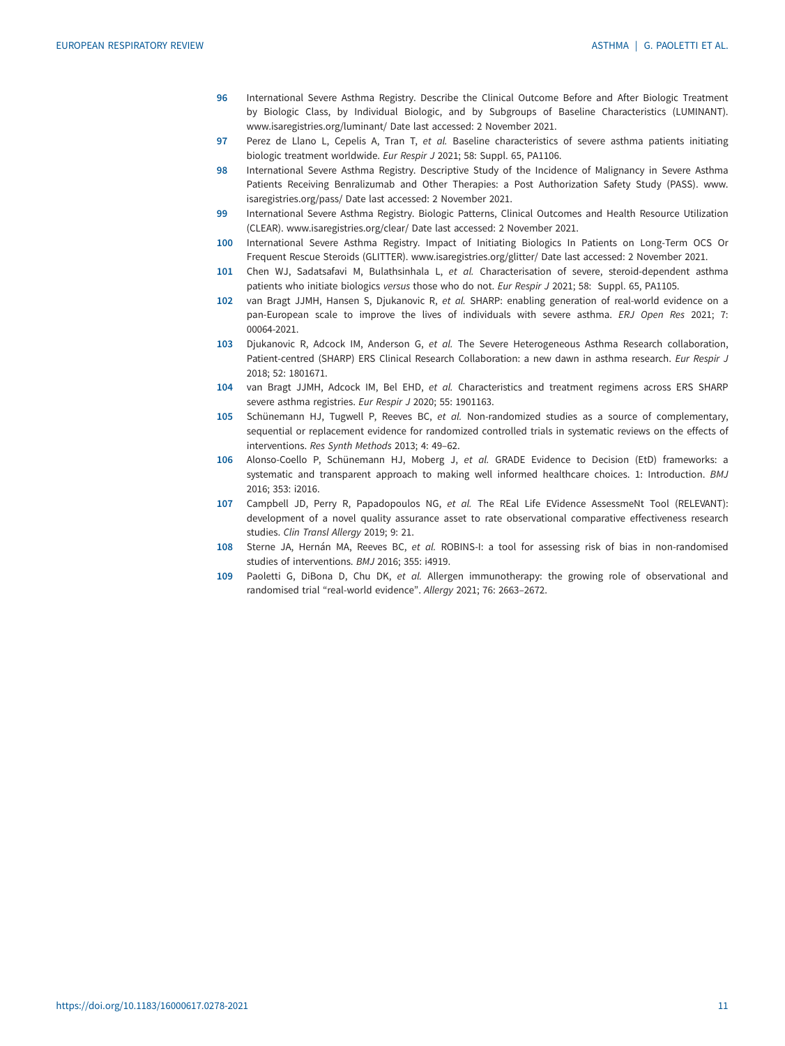96 International Severe Asthma Registry. Describe the Clinical Outcome Before and After Biologic Treatment by Biologic Class, by Individual Biologic, and by Subgroups of Baseline Characteristics (LUMINANT). www.isaregistries.org/luminant/ Date last accessed: 2 November 2021.

97 Perez de Llano L, Cepelis A, Tran T, *et al.* Baseline characteristics of severe asthma patients initiating biologic treatment worldwide. *Eur Respir J* 2021; 58: Suppl. 65, PA1106.

98 International Severe Asthma Registry. Descriptive Study of the Incidence of Malignancy in Severe Asthma Patients Receiving Benralizumab and Other Therapies: a Post Authorization Safety Study (PASS). www.isaregistries.org/pass/ Date last accessed: 2 November 2021.

99 International Severe Asthma Registry. Biologic Patterns, Clinical Outcomes and Health Resource Utilization (CLEAR). www.isaregistries.org/clear/ Date last accessed: 2 November 2021.

100 International Severe Asthma Registry. Impact of Initiating Biologics In Patients on Long-Term OCS Or Frequent Rescue Steroids (GLITTER). www.isaregistries.org/glitter/ Date last accessed: 2 November 2021.

101 Chen WJ, Sadatsafavi M, Bulathsinhala L, *et al.* Characterisation of severe, steroid-dependent asthma patients who initiate biologics *versus* those who do not. *Eur Respir J* 2021; 58: Suppl. 65, PA1105.

102 van Bragt JJMH, Hansen S, Djukanovic R, *et al.* SHARP: enabling generation of real-world evidence on a pan-European scale to improve the lives of individuals with severe asthma. *ERJ Open Res* 2021; 7: 00064-2021.

103 Djukanovic R, Adcock IM, Anderson G, *et al.* The Severe Heterogeneous Asthma Research collaboration, Patient-centred (SHARP) ERS Clinical Research Collaboration: a new dawn in asthma research. *Eur Respir J* 2018; 52: 1801671.

104 van Bragt JJMH, Adcock IM, Bel EHD, *et al.* Characteristics and treatment regimens across ERS SHARP severe asthma registries. *Eur Respir J* 2020; 55: 1901163.

105 Schünemann HJ, Tugwell P, Reeves BC, *et al.* Non-randomized studies as a source of complementary, sequential or replacement evidence for randomized controlled trials in systematic reviews on the effects of interventions. *Res Synth Methods* 2013; 4: 49–62.

106 Alonso-Coello P, Schünemann HJ, Moberg J, *et al.* GRADE Evidence to Decision (EtD) frameworks: a systematic and transparent approach to making well informed healthcare choices. 1: Introduction. *BMJ* 2016; 353: i2016.

107 Campbell JD, Perry R, Papadopoulos NG, *et al.* The REal Life EVidence AssessmeNt Tool (RELEVANT): development of a novel quality assurance asset to rate observational comparative effectiveness research studies. *Clin Transl Allergy* 2019; 9: 21.

108 Sterne JA, Hernán MA, Reeves BC, *et al.* ROBINS-I: a tool for assessing risk of bias in non-randomised studies of interventions. *BMJ* 2016; 355: i4919.

109 Paoletti G, DiBona D, Chu DK, *et al.* Allergen immunotherapy: the growing role of observational and randomised trial "real-world evidence". *Allergy* 2021; 76: 2663–2672.